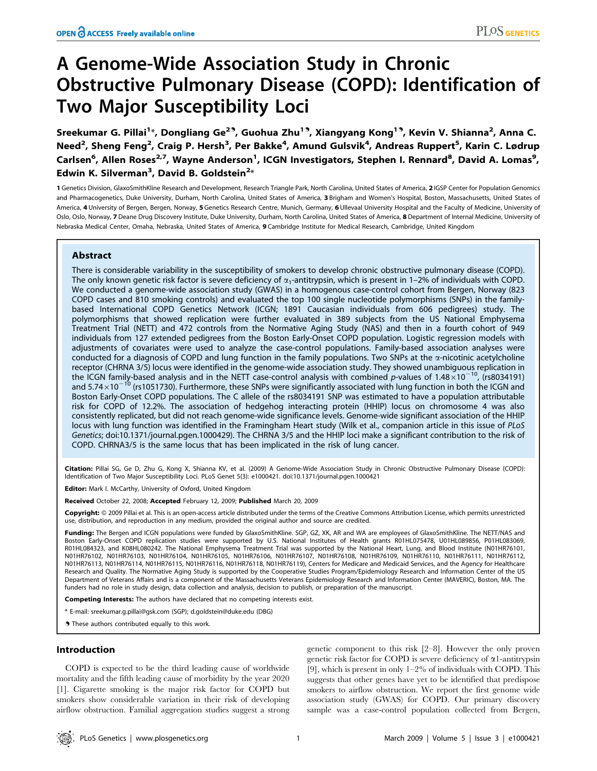# A Genome-Wide Association Study in Chronic Obstructive Pulmonary Disease (COPD): Identification of Two Major Susceptibility Loci

Sreekumar G. Pillai[1]*, Dongliang Ge[2,9], Guohua Zhu[1,9], Xiangyang Kong[1,9], Kevin V. Shianna[2], Anna C. Need[2], Sheng Feng[2], Craig P. Hersh[3], Per Bakke[4], Amund Gulsvik[4], Andreas Ruppert[5], Karin C. Lødrup Carlsen[6], Allen Roses[2,7], Wayne Anderson[1], ICGN Investigators, Stephen I. Rennard[8], David A. Lomas[9], Edwin K. Silverman[3], David B. Goldstein[2]*

1 Genetics Division, GlaxoSmithKline Research and Development, Research Triangle Park, North Carolina, United States of America, 2 IGSP Center for Population Genomics and Pharmacogenetics, Duke University, Durham, North Carolina, United States of America, 3 Brigham and Women's Hospital, Boston, Massachusetts, United States of America, 4 University of Bergen, Bergen, Norway, 5 Genetics Research Centre, Munich, Germany, 6 Ullevaal University Hospital and the Faculty of Medicine, University of Oslo, Oslo, Norway, 7 Deane Drug Discovery Institute, Duke University, Durham, North Carolina, United States of America, 8 Department of Internal Medicine, University of Nebraska Medical Center, Omaha, Nebraska, United States of America, 9 Cambridge Institute for Medical Research, Cambridge, United Kingdom

## Abstract

There is considerable variability in the susceptibility of smokers to develop chronic obstructive pulmonary disease (COPD). The only known genetic risk factor is severe deficiency of $\alpha_1$-antitrypsin, which is present in 1–2% of individuals with COPD. We conducted a genome-wide association study (GWAS) in a homogenous case-control cohort from Bergen, Norway (823 COPD cases and 810 smoking controls) and evaluated the top 100 single nucleotide polymorphisms (SNPs) in the family-based International COPD Genetics Network (ICGN; 1891 Caucasian individuals from 606 pedigrees) study. The polymorphisms that showed replication were further evaluated in 389 subjects from the US National Emphysema Treatment Trial (NETT) and 472 controls from the Normative Aging Study (NAS) and then in a fourth cohort of 949 individuals from 127 extended pedigrees from the Boston Early-Onset COPD population. Logistic regression models with adjustments of covariates were used to analyze the case-control populations. Family-based association analyses were conducted for a diagnosis of COPD and lung function in the family populations. Two SNPs at the α-nicotinic acetylcholine receptor (CHRNA 3/5) locus were identified in the genome-wide association study. They showed unambiguous replication in the ICGN family-based analysis and in the NETT case-control analysis with combined *p*-values of $1.48\times10^{-10}$, (rs8034191) and $5.74\times10^{-10}$ (rs1051730). Furthermore, these SNPs were significantly associated with lung function in both the ICGN and Boston Early-Onset COPD populations. The C allele of the rs8034191 SNP was estimated to have a population attributable risk for COPD of 12.2%. The association of hedgehog interacting protein (HHIP) locus on chromosome 4 was also consistently replicated, but did not reach genome-wide significance levels. Genome-wide significant association of the HHIP locus with lung function was identified in the Framingham Heart study (Wilk et al., companion article in this issue of *PLoS Genetics*; doi:10.1371/journal.pgen.1000429). The CHRNA 3/5 and the HHIP loci make a significant contribution to the risk of COPD. CHRNA3/5 is the same locus that has been implicated in the risk of lung cancer.

**Citation:** Pillai SG, Ge D, Zhu G, Kong X, Shianna KV, et al. (2009) A Genome-Wide Association Study in Chronic Obstructive Pulmonary Disease (COPD): Identification of Two Major Susceptibility Loci. PLoS Genet 5(3): e1000421. doi:10.1371/journal.pgen.1000421

**Editor:** Mark I. McCarthy, University of Oxford, United Kingdom

**Received** October 22, 2008; **Accepted** February 12, 2009; **Published** March 20, 2009

**Copyright:** © 2009 Pillai et al. This is an open-access article distributed under the terms of the Creative Commons Attribution License, which permits unrestricted use, distribution, and reproduction in any medium, provided the original author and source are credited.

**Funding:** The Bergen and ICGN populations were funded by GlaxoSmithKline. SGP, GZ, XK, AR and WA are employees of GlaxoSmithKline. The NETT/NAS and Boston Early-Onset COPD replication studies were supported by U.S. National Institutes of Health grants R01HL075478, U01HL089856, P01HL083069, R01HL084323, and K08HL080242. The National Emphysema Treatment Trial was supported by the National Heart, Lung, and Blood Institute (N01HR76101, N01HR76102, N01HR76103, N01HR76104, N01HR76105, N01HR76106, N01HR76107, N01HR76108, N01HR76109, N01HR76110, N01HR76111, N01HR76112, N01HR76113, N01HR76114, N01HR76115, N01HR76116, N01HR76118, N01HR76119), Centers for Medicare and Medicaid Services, and the Agency for Healthcare Research and Quality. The Normative Aging Study is supported by the Cooperative Studies Program/Epidemiology Research and Information Center of the US Department of Veterans Affairs and is a component of the Massachusetts Veterans Epidemiology Research and Information Center (MAVERIC), Boston, MA. The funders had no role in study design, data collection and analysis, decision to publish, or preparation of the manuscript.

**Competing Interests:** The authors have declared that no competing interests exist.

\* E-mail: sreekumar.g.pillai@gsk.com (SGP); d.goldstein@duke.edu (DBG)

9 These authors contributed equally to this work.

## Introduction

COPD is expected to be the third leading cause of worldwide mortality and the fifth leading cause of morbidity by the year 2020 [1]. Cigarette smoking is the major risk factor for COPD but smokers show considerable variation in their risk of developing airflow obstruction. Familial aggregation studies suggest a strong genetic component to this risk [2–8]. However the only proven genetic risk factor for COPD is severe deficiency of α1-antitrypsin [9], which is present in only 1–2% of individuals with COPD. This suggests that other genes have yet to be identified that predispose smokers to airflow obstruction. We report the first genome wide association study (GWAS) for COPD. Our primary discovery sample was a case-control population collected from Bergen,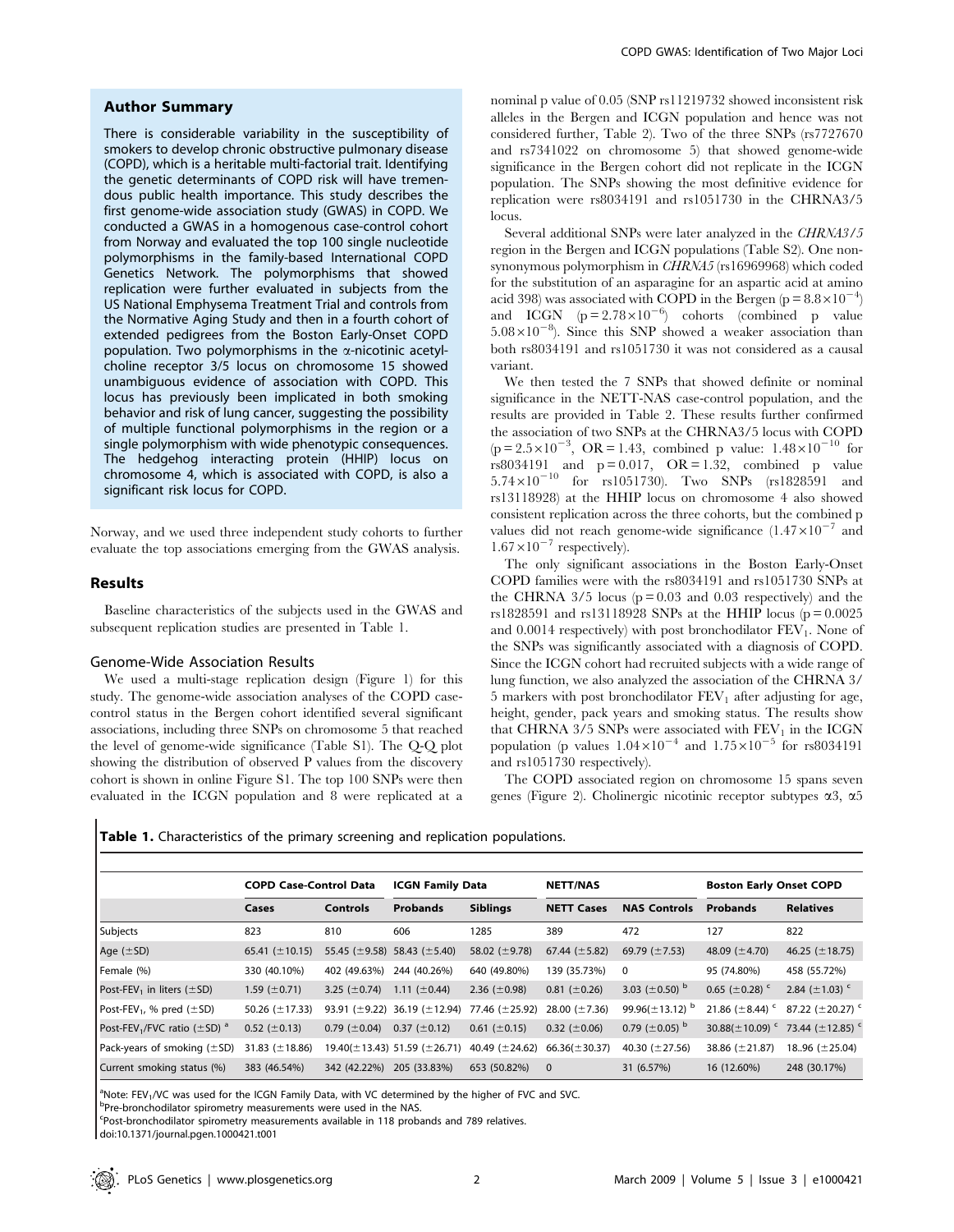## Author Summary

There is considerable variability in the susceptibility of smokers to develop chronic obstructive pulmonary disease (COPD), which is a heritable multi-factorial trait. Identifying the genetic determinants of COPD risk will have tremendous public health importance. This study describes the first genome-wide association study (GWAS) in COPD. We conducted a GWAS in a homogenous case-control cohort from Norway and evaluated the top 100 single nucleotide polymorphisms in the family-based International COPD Genetics Network. The polymorphisms that showed replication were further evaluated in subjects from the US National Emphysema Treatment Trial and controls from the Normative Aging Study and then in a fourth cohort of extended pedigrees from the Boston Early-Onset COPD population. Two polymorphisms in the α-nicotinic acetylcholine receptor 3/5 locus on chromosome 15 showed unambiguous evidence of association with COPD. This locus has previously been implicated in both smoking behavior and risk of lung cancer, suggesting the possibility of multiple functional polymorphisms in the region or a single polymorphism with wide phenotypic consequences. The hedgehog interacting protein (HHIP) locus on chromosome 4, which is associated with COPD, is also a significant risk locus for COPD.

Norway, and we used three independent study cohorts to further evaluate the top associations emerging from the GWAS analysis.

## Results

Baseline characteristics of the subjects used in the GWAS and subsequent replication studies are presented in Table 1.

### Genome-Wide Association Results

We used a multi-stage replication design (Figure 1) for this study. The genome-wide association analyses of the COPD case-control status in the Bergen cohort identified several significant associations, including three SNPs on chromosome 5 that reached the level of genome-wide significance (Table S1). The Q-Q plot showing the distribution of observed P values from the discovery cohort is shown in online Figure S1. The top 100 SNPs were then evaluated in the ICGN population and 8 were replicated at a nominal p value of 0.05 (SNP rs11219732 showed inconsistent risk alleles in the Bergen and ICGN population and hence was not considered further, Table 2). Two of the three SNPs (rs7727670 and rs7341022 on chromosome 5) that showed genome-wide significance in the Bergen cohort did not replicate in the ICGN population. The SNPs showing the most definitive evidence for replication were rs8034191 and rs1051730 in the CHRNA3/5 locus.

Several additional SNPs were later analyzed in the *CHRNA3/5* region in the Bergen and ICGN populations (Table S2). One non-synonymous polymorphism in *CHRNA5* (rs16969968) which coded for the substitution of an asparagine for an aspartic acid at amino acid 398) was associated with COPD in the Bergen ($p = 8.8 \times 10^{-4}$) and ICGN ($p = 2.78 \times 10^{-6}$) cohorts (combined p value $5.08 \times 10^{-8}$). Since this SNP showed a weaker association than both rs8034191 and rs1051730 it was not considered as a causal variant.

We then tested the 7 SNPs that showed definite or nominal significance in the NETT-NAS case-control population, and the results are provided in Table 2. These results further confirmed the association of two SNPs at the CHRNA3/5 locus with COPD ($p = 2.5 \times 10^{-3}$, OR = 1.43, combined p value: $1.48 \times 10^{-10}$ for rs8034191 and $p = 0.017$, OR = 1.32, combined p value $5.74 \times 10^{-10}$ for rs1051730). Two SNPs (rs1828591 and rs13118928) at the HHIP locus on chromosome 4 also showed consistent replication across the three cohorts, but the combined p values did not reach genome-wide significance ($1.47 \times 10^{-7}$ and $1.67 \times 10^{-7}$ respectively).

The only significant associations in the Boston Early-Onset COPD families were with the rs8034191 and rs1051730 SNPs at the CHRNA 3/5 locus ($p = 0.03$ and 0.03 respectively) and the rs1828591 and rs13118928 SNPs at the HHIP locus ($p = 0.0025$ and 0.0014 respectively) with post bronchodilator $FEV_1$. None of the SNPs was significantly associated with a diagnosis of COPD. Since the ICGN cohort had recruited subjects with a wide range of lung function, we also analyzed the association of the CHRNA 3/5 markers with post bronchodilator $FEV_1$ after adjusting for age, height, gender, pack years and smoking status. The results show that CHRNA 3/5 SNPs were associated with $FEV_1$ in the ICGN population (p values $1.04 \times 10^{-4}$ and $1.75 \times 10^{-5}$ for rs8034191 and rs1051730 respectively).

The COPD associated region on chromosome 15 spans seven genes (Figure 2). Cholinergic nicotinic receptor subtypes α3, α5

**Table 1.** Characteristics of the primary screening and replication populations.

| | COPD Case-Control Data | | ICGN Family Data | | NETT/NAS | | Boston Early Onset COPD | |
|---|---|---|---|---|---|---|---|---|
| | Cases | Controls | Probands | Siblings | NETT Cases | NAS Controls | Probands | Relatives |
| Subjects | 823 | 810 | 606 | 1285 | 389 | 472 | 127 | 822 |
| Age (±SD) | 65.41 (±10.15) | 55.45 (±9.58) | 58.43 (±5.40) | 58.02 (±9.78) | 67.44 (±5.82) | 69.79 (±7.53) | 48.09 (±4.70) | 46.25 (±18.75) |
| Female (%) | 330 (40.10%) | 402 (49.63%) | 244 (40.26%) | 640 (49.80%) | 139 (35.73%) | 0 | 95 (74.80%) | 458 (55.72%) |
| Post-$FEV_1$ in liters (±SD) | 1.59 (±0.71) | 3.25 (±0.74) | 1.11 (±0.44) | 2.36 (±0.98) | 0.81 (±0.26) | 3.03 (±0.50) [b] | 0.65 (±0.28) [c] | 2.84 (±1.03) [c] |
| Post-$FEV_1$, % pred (±SD) | 50.26 (±17.33) | 93.91 (±9.22) | 36.19 (±12.94) | 77.46 (±25.92) | 28.00 (±7.36) | 99.96(±13.12) [b] | 21.86 (±8.44) [c] | 87.22 (±20.27) [c] |
| Post-$FEV_1$/FVC ratio (±SD) [a] | 0.52 (±0.13) | 0.79 (±0.04) | 0.37 (±0.12) | 0.61 (±0.15) | 0.32 (±0.06) | 0.79 (±0.05) [b] | 30.88(±10.09) [c] | 73.44 (±12.85) [c] |
| Pack-years of smoking (±SD) | 31.83 (±18.86) | 19.40(±13.43) | 51.59 (±26.71) | 40.49 (±24.62) | 66.36(±30.37) | 40.30 (±27.56) | 38.86 (±21.87) | 18..96 (±25.04) |
| Current smoking status (%) | 383 (46.54%) | 342 (42.22%) | 205 (33.83%) | 653 (50.82%) | 0 | 31 (6.57%) | 16 (12.60%) | 248 (30.17%) |

[a]Note: $FEV_1$/VC was used for the ICGN Family Data, with VC determined by the higher of FVC and SVC.
[b]Pre-bronchodilator spirometry measurements were used in the NAS.
[c]Post-bronchodilator spirometry measurements available in 118 probands and 789 relatives.
doi:10.1371/journal.pgen.1000421.t001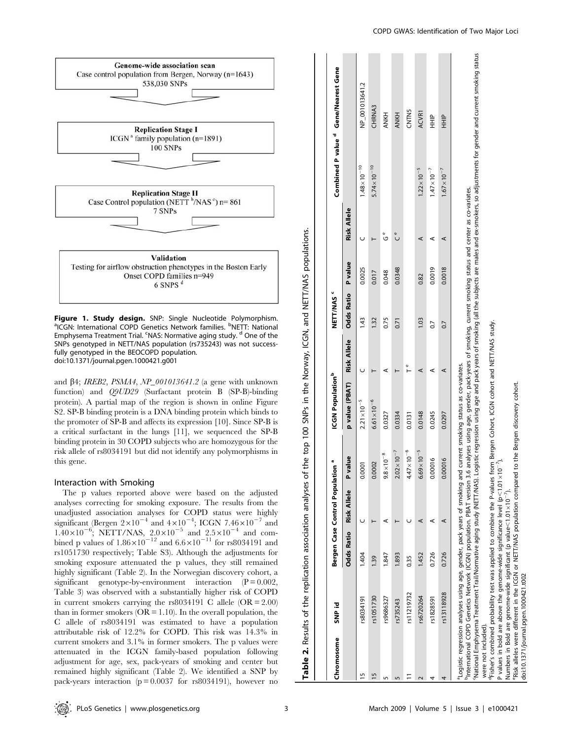Genome-wide association scan
Case control population from Bergen, Norway (n=1643)
538,030 SNPs

Replication Stage I
ICGN [a] family population (n=1891)
100 SNPs

Replication Stage II
Case Control population (NETT [b]/NAS [c]) n= 861
7 SNPs

Validation
Testing for airflow obstruction phenotypes in the Boston Early Onset COPD families n=949
6 SNPS [d]

**Figure 1. Study design.** SNP: Single Nucleotide Polymorphism. [a]ICGN: International COPD Genetics Network families. [b]NETT: National Emphysema Treatment Trial. [c]NAS: Normative aging study. [d] One of the SNPs genotyped in NETT/NAS population (rs735243) was not successfully genotyped in the BEOCOPD population.
doi:10.1371/journal.pgen.1000421.g001

and β4; *IREB2*, *PSMA4*, *NP_001013641.2* (a gene with unknown function) and *Q9UD29* (Surfactant protein B (SP-B)-binding protein). A partial map of the region is shown in online Figure S2. SP-B binding protein is a DNA binding protein which binds to the promoter of SP-B and affects its expression [10]. Since SP-B is a critical surfactant in the lungs [11], we sequenced the SP-B binding protein in 30 COPD subjects who are homozygous for the risk allele of rs8034191 but did not identify any polymorphisms in this gene.

### Interaction with Smoking

The p values reported above were based on the adjusted analyses correcting for smoking exposure. The results from the unadjusted association analyses for COPD status were highly significant (Bergen $2\times10^{-4}$ and $4\times10^{-4}$; ICGN $7.46\times10^{-7}$ and $1.40\times10^{-6}$; NETT/NAS, $2.0\times10^{-5}$ and $2.5\times10^{-4}$ and combined p values of $1.86\times10^{-12}$ and $6.6\times10^{-11}$ for rs8034191 and rs1051730 respectively; Table S3). Although the adjustments for smoking exposure attenuated the p values, they still remained highly significant (Table 2). In the Norwegian discovery cohort, a significant genotype-by-environment interaction ($P = 0.002$, Table 3) was observed with a substantially higher risk of COPD in current smokers carrying the rs8034191 C allele (OR = 2.00) than in former smokers (OR = 1.10). In the overall population, the C allele of rs8034191 was estimated to have a population attributable risk of 12.2% for COPD. This risk was 14.3% in current smokers and 3.1% in former smokers. The p values were attenuated in the ICGN family-based population following adjustment for age, sex, pack-years of smoking and center but remained highly significant (Table 2). We identified a SNP by pack-years interaction ($p = 0.0037$ for rs8034191), however no

**Table 2.** Results of the replication association analyses of the top 100 SNPs in the Norway, ICGN, and NETT/NAS populations.

| Chromosome | SNP id | Bergen Case Control Population [a] | | | ICGN Population [b] | | NETT/NAS [c] | | | Combined P value [d] | Gene/Nearest Gene |
|---|---|---|---|---|---|---|---|---|---|---|---|
| | | Odds Ratio | Risk Allele | P value | p value (PBAT) | Risk Allele | Odds Ratio | P value | Risk Allele | | |
| 15 | rs8034191 | 1.404 | C | 0.0001 | $2.21\times10^{-5}$ | C | 1.43 | 0.0025 | C | $1.48\times10^{-10}$ | NP_001013641.2 |
| 15 | rs1051730 | 1.39 | T | 0.0002 | $6.61\times10^{-6}$ | T | 1.32 | 0.017 | T | $5.74\times10^{-10}$ | CHRNA3 |
| 5 | rs9686327 | 1.847 | A | $9.8\times10^{-8}$ | 0.0327 | A | 0.75 | 0.048 | G [e] | | ANKH |
| 5 | rs735243 | 1.893 | T | $2.02\times10^{-7}$ | 0.0334 | T | 0.71 | 0.0348 | C [e] | | ANKH |
| 11 | rs11219732 | 0.35 | C | $4.47\times10^{-6}$ | 0.0131 | T [e] | | | | | CNTN5 |
| 2 | rs6720264 | 1.452 | A | $6.69\times10^{-5}$ | 0.0148 | A | 1.03 | 0.82 | A | $1.22\times10^{-5}$ | ACVR1 |
| 4 | rs1828591 | 0.726 | A | 0.00016 | 0.0245 | A | 0.7 | 0.0019 | A | $1.47\times10^{-7}$ | HHIP |
| 4 | rs13118928 | 0.726 | A | 0.00016 | 0.0297 | A | 0.7 | 0.0018 | A | $1.67\times10^{-7}$ | HHIP |

[a]Logistic regression analyses using age, gender, pack years of smoking and current smoking status as co-variates.
[b]International COPD Genetics Network (ICGN) population. PBAT version 3.6 analyses using age, gender, pack-years of smoking, current smoking status and center as co-variates.
[c]National Emphysema Treatment Trail/Normative aging study (NETT/NAS). Logistic regression using age and pack years of smoking (all the subjects are males and ex-smokers, so adjustments for gender and current smoking status were not included).
[d]Fisher's combined probability test was applied to combine the P-values from Bergen Cohort, ICGN cohort and NETT/NAS study.
P values in bold are above the genome-wide significance level ($p<1.01\times10^{-7}$).
Numbers in Bold are genome-wide significant (p value $<1.01\times10^{-7}$).
[e]Risk alleles were different in the ICGN or NETT/NAS population compared to the Bergen discovery cohort.
doi:10.1371/journal.pgen.1000421.t002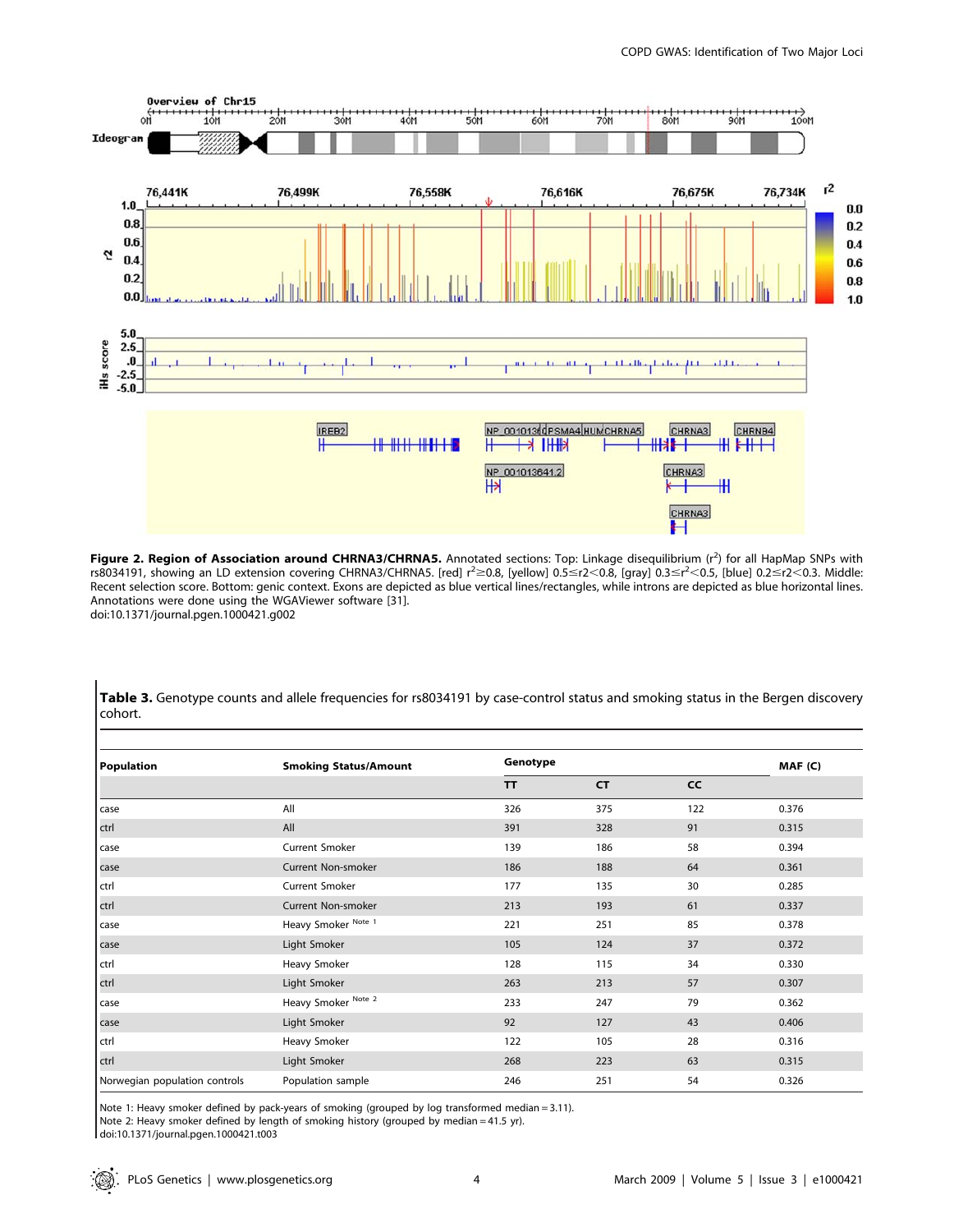**Figure 2. Region of Association around CHRNA3/CHRNA5.** Annotated sections: Top: Linkage disequilibrium ($r^2$) for all HapMap SNPs with rs8034191, showing an LD extension covering CHRNA3/CHRNA5. [red] $r^2 \geq 0.8$, [yellow] $0.5 \leq r2 < 0.8$, [gray] $0.3 \leq r^2 < 0.5$, [blue] $0.2 \leq r^2 < 0.3$. Middle: Recent selection score. Bottom: genic context. Exons are depicted as blue vertical lines/rectangles, while introns are depicted as blue horizontal lines. Annotations were done using the WGAViewer software [31].
doi:10.1371/journal.pgen.1000421.g002

**Table 3.** Genotype counts and allele frequencies for rs8034191 by case-control status and smoking status in the Bergen discovery cohort.

| Population | Smoking Status/Amount | Genotype | | | MAF (C) |
|---|---|---|---|---|---|
| | | TT | CT | CC | |
| case | All | 326 | 375 | 122 | 0.376 |
| ctrl | All | 391 | 328 | 91 | 0.315 |
| case | Current Smoker | 139 | 186 | 58 | 0.394 |
| case | Current Non-smoker | 186 | 188 | 64 | 0.361 |
| ctrl | Current Smoker | 177 | 135 | 30 | 0.285 |
| ctrl | Current Non-smoker | 213 | 193 | 61 | 0.337 |
| case | Heavy Smoker Note 1 | 221 | 251 | 85 | 0.378 |
| case | Light Smoker | 105 | 124 | 37 | 0.372 |
| ctrl | Heavy Smoker | 128 | 115 | 34 | 0.330 |
| ctrl | Light Smoker | 263 | 213 | 57 | 0.307 |
| case | Heavy Smoker Note 2 | 233 | 247 | 79 | 0.362 |
| case | Light Smoker | 92 | 127 | 43 | 0.406 |
| ctrl | Heavy Smoker | 122 | 105 | 28 | 0.316 |
| ctrl | Light Smoker | 268 | 223 | 63 | 0.315 |
| Norwegian population controls | Population sample | 246 | 251 | 54 | 0.326 |

Note 1: Heavy smoker defined by pack-years of smoking (grouped by log transformed median = 3.11).
Note 2: Heavy smoker defined by length of smoking history (grouped by median = 41.5 yr).
doi:10.1371/journal.pgen.1000421.t003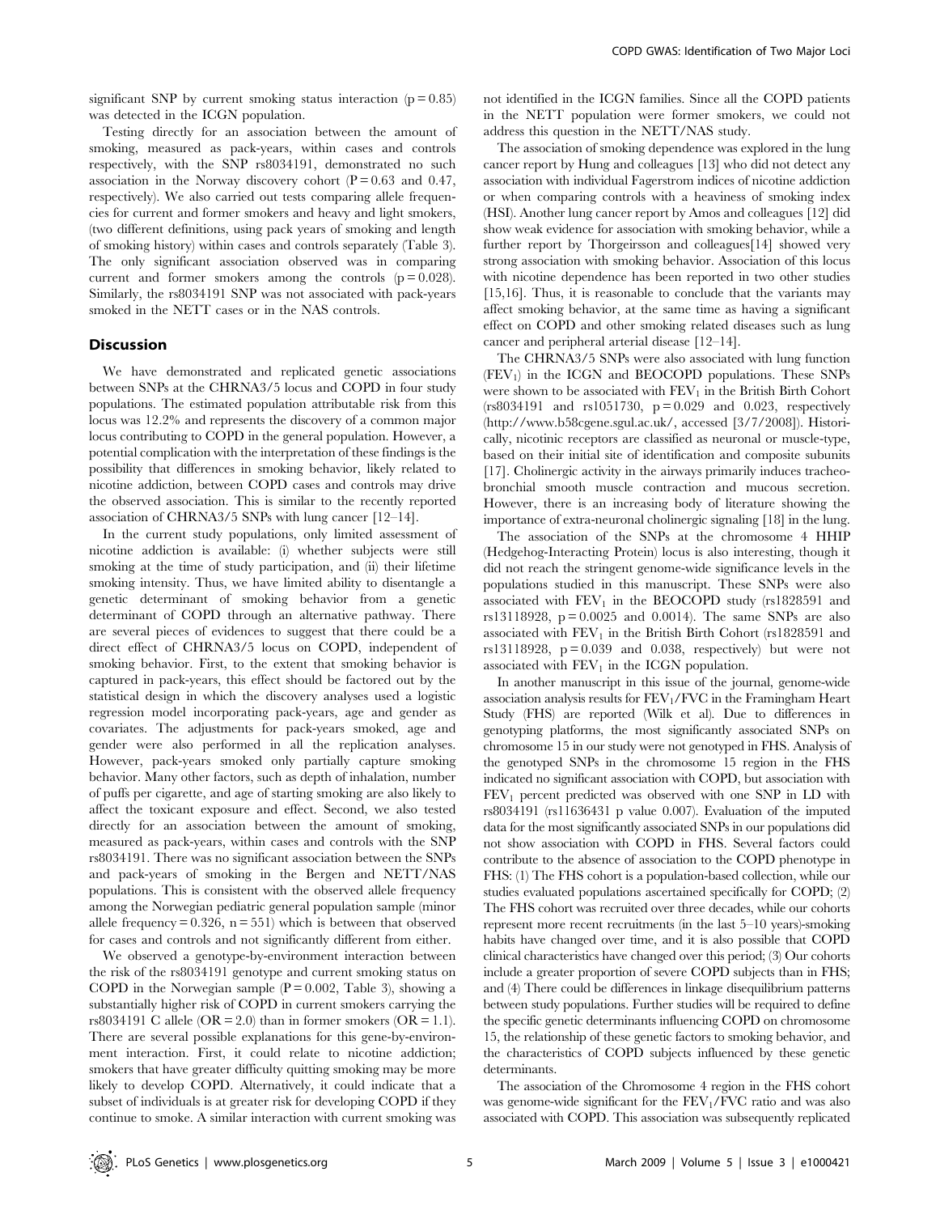significant SNP by current smoking status interaction (p = 0.85) was detected in the ICGN population.

Testing directly for an association between the amount of smoking, measured as pack-years, within cases and controls respectively, with the SNP rs8034191, demonstrated no such association in the Norway discovery cohort (P = 0.63 and 0.47, respectively). We also carried out tests comparing allele frequencies for current and former smokers and heavy and light smokers, (two different definitions, using pack years of smoking and length of smoking history) within cases and controls separately (Table 3). The only significant association observed was in comparing current and former smokers among the controls (p = 0.028). Similarly, the rs8034191 SNP was not associated with pack-years smoked in the NETT cases or in the NAS controls.

## Discussion

We have demonstrated and replicated genetic associations between SNPs at the CHRNA3/5 locus and COPD in four study populations. The estimated population attributable risk from this locus was 12.2% and represents the discovery of a common major locus contributing to COPD in the general population. However, a potential complication with the interpretation of these findings is the possibility that differences in smoking behavior, likely related to nicotine addiction, between COPD cases and controls may drive the observed association. This is similar to the recently reported association of CHRNA3/5 SNPs with lung cancer [12–14].

In the current study populations, only limited assessment of nicotine addiction is available: (i) whether subjects were still smoking at the time of study participation, and (ii) their lifetime smoking intensity. Thus, we have limited ability to disentangle a genetic determinant of smoking behavior from a genetic determinant of COPD through an alternative pathway. There are several pieces of evidences to suggest that there could be a direct effect of CHRNA3/5 locus on COPD, independent of smoking behavior. First, to the extent that smoking behavior is captured in pack-years, this effect should be factored out by the statistical design in which the discovery analyses used a logistic regression model incorporating pack-years, age and gender as covariates. The adjustments for pack-years smoked, age and gender were also performed in all the replication analyses. However, pack-years smoked only partially capture smoking behavior. Many other factors, such as depth of inhalation, number of puffs per cigarette, and age of starting smoking are also likely to affect the toxicant exposure and effect. Second, we also tested directly for an association between the amount of smoking, measured as pack-years, within cases and controls with the SNP rs8034191. There was no significant association between the SNPs and pack-years of smoking in the Bergen and NETT/NAS populations. This is consistent with the observed allele frequency among the Norwegian pediatric general population sample (minor allele frequency = 0.326, n = 551) which is between that observed for cases and controls and not significantly different from either.

We observed a genotype-by-environment interaction between the risk of the rs8034191 genotype and current smoking status on COPD in the Norwegian sample (P = 0.002, Table 3), showing a substantially higher risk of COPD in current smokers carrying the rs8034191 C allele (OR = 2.0) than in former smokers (OR = 1.1). There are several possible explanations for this gene-by-environment interaction. First, it could relate to nicotine addiction; smokers that have greater difficulty quitting smoking may be more likely to develop COPD. Alternatively, it could indicate that a subset of individuals is at greater risk for developing COPD if they continue to smoke. A similar interaction with current smoking was not identified in the ICGN families. Since all the COPD patients in the NETT population were former smokers, we could not address this question in the NETT/NAS study.

The association of smoking dependence was explored in the lung cancer report by Hung and colleagues [13] who did not detect any association with individual Fagerstrom indices of nicotine addiction or when comparing controls with a heaviness of smoking index (HSI). Another lung cancer report by Amos and colleagues [12] did show weak evidence for association with smoking behavior, while a further report by Thorgeirsson and colleagues[14] showed very strong association with smoking behavior. Association of this locus with nicotine dependence has been reported in two other studies [15,16]. Thus, it is reasonable to conclude that the variants may affect smoking behavior, at the same time as having a significant effect on COPD and other smoking related diseases such as lung cancer and peripheral arterial disease [12–14].

The CHRNA3/5 SNPs were also associated with lung function ($FEV_1$) in the ICGN and BEOCOPD populations. These SNPs were shown to be associated with $FEV_1$ in the British Birth Cohort (rs8034191 and rs1051730, p = 0.029 and 0.023, respectively (http://www.b58cgene.sgul.ac.uk/, accessed [3/7/2008]). Historically, nicotinic receptors are classified as neuronal or muscle-type, based on their initial site of identification and composite subunits [17]. Cholinergic activity in the airways primarily induces tracheobronchial smooth muscle contraction and mucous secretion. However, there is an increasing body of literature showing the importance of extra-neuronal cholinergic signaling [18] in the lung.

The association of the SNPs at the chromosome 4 HHIP (Hedgehog-Interacting Protein) locus is also interesting, though it did not reach the stringent genome-wide significance levels in the populations studied in this manuscript. These SNPs were also associated with $FEV_1$ in the BEOCOPD study (rs1828591 and rs13118928, p = 0.0025 and 0.0014). The same SNPs are also associated with $FEV_1$ in the British Birth Cohort (rs1828591 and rs13118928, p = 0.039 and 0.038, respectively) but were not associated with $FEV_1$ in the ICGN population.

In another manuscript in this issue of the journal, genome-wide association analysis results for $FEV_1$/FVC in the Framingham Heart Study (FHS) are reported (Wilk et al). Due to differences in genotyping platforms, the most significantly associated SNPs on chromosome 15 in our study were not genotyped in FHS. Analysis of the genotyped SNPs in the chromosome 15 region in the FHS indicated no significant association with COPD, but association with $FEV_1$ percent predicted was observed with one SNP in LD with rs8034191 (rs11636431 p value 0.007). Evaluation of the imputed data for the most significantly associated SNPs in our populations did not show association with COPD in FHS. Several factors could contribute to the absence of association to the COPD phenotype in FHS: (1) The FHS cohort is a population-based collection, while our studies evaluated populations ascertained specifically for COPD; (2) The FHS cohort was recruited over three decades, while our cohorts represent more recent recruitments (in the last 5–10 years)-smoking habits have changed over time, and it is also possible that COPD clinical characteristics have changed over this period; (3) Our cohorts include a greater proportion of severe COPD subjects than in FHS; and (4) There could be differences in linkage disequilibrium patterns between study populations. Further studies will be required to define the specific genetic determinants influencing COPD on chromosome 15, the relationship of these genetic factors to smoking behavior, and the characteristics of COPD subjects influenced by these genetic determinants.

The association of the Chromosome 4 region in the FHS cohort was genome-wide significant for the $FEV_1$/FVC ratio and was also associated with COPD. This association was subsequently replicated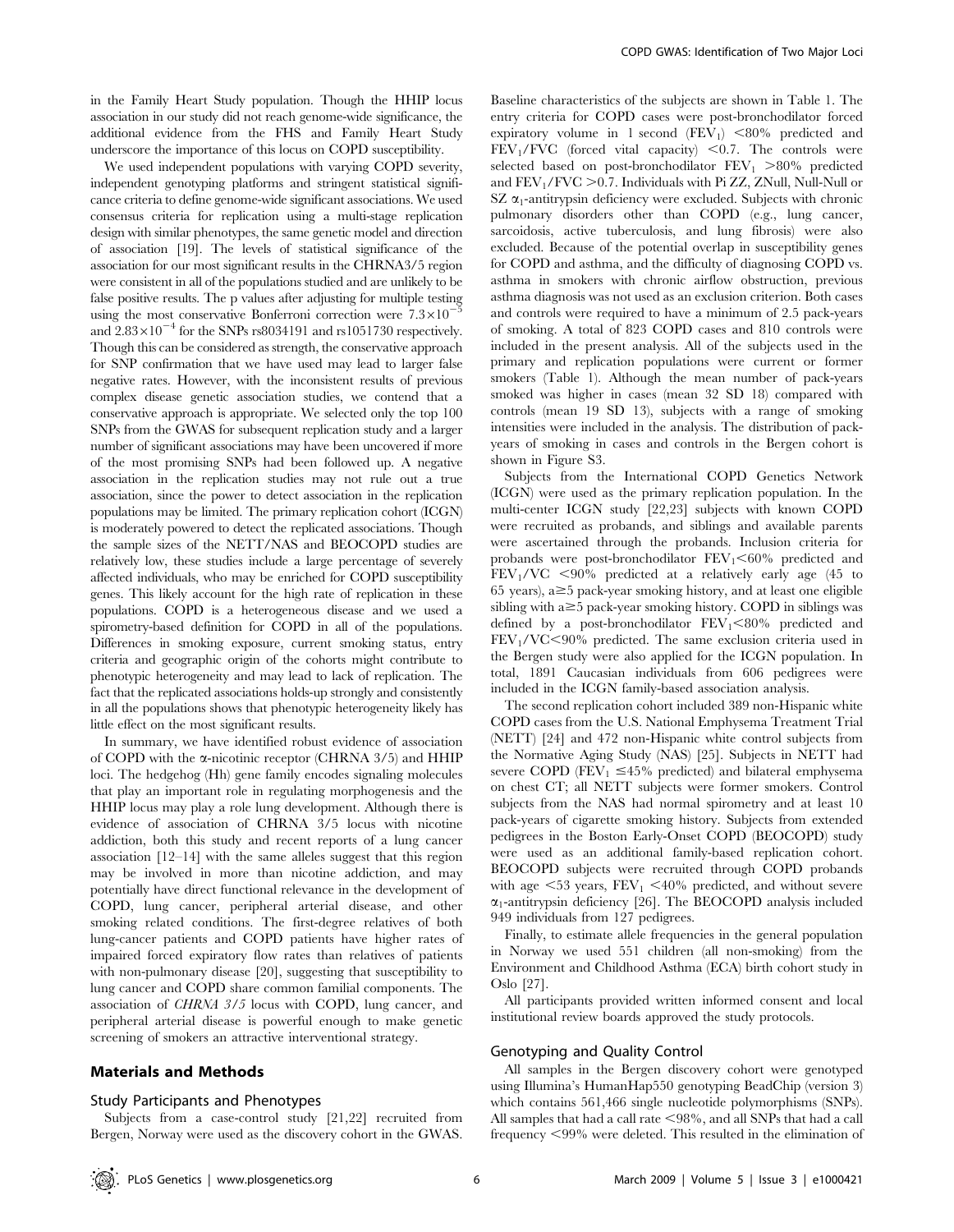in the Family Heart Study population. Though the HHIP locus association in our study did not reach genome-wide significance, the additional evidence from the FHS and Family Heart Study underscore the importance of this locus on COPD susceptibility.

We used independent populations with varying COPD severity, independent genotyping platforms and stringent statistical significance criteria to define genome-wide significant associations. We used consensus criteria for replication using a multi-stage replication design with similar phenotypes, the same genetic model and direction of association [19]. The levels of statistical significance of the association for our most significant results in the CHRNA3/5 region were consistent in all of the populations studied and are unlikely to be false positive results. The p values after adjusting for multiple testing using the most conservative Bonferroni correction were $7.3 \times 10^{-5}$ and $2.83 \times 10^{-4}$ for the SNPs rs8034191 and rs1051730 respectively. Though this can be considered as strength, the conservative approach for SNP confirmation that we have used may lead to larger false negative rates. However, with the inconsistent results of previous complex disease genetic association studies, we contend that a conservative approach is appropriate. We selected only the top 100 SNPs from the GWAS for subsequent replication study and a larger number of significant associations may have been uncovered if more of the most promising SNPs had been followed up. A negative association in the replication studies may not rule out a true association, since the power to detect association in the replication populations may be limited. The primary replication cohort (ICGN) is moderately powered to detect the replicated associations. Though the sample sizes of the NETT/NAS and BEOCOPD studies are relatively low, these studies include a large percentage of severely affected individuals, who may be enriched for COPD susceptibility genes. This likely account for the high rate of replication in these populations. COPD is a heterogeneous disease and we used a spirometry-based definition for COPD in all of the populations. Differences in smoking exposure, current smoking status, entry criteria and geographic origin of the cohorts might contribute to phenotypic heterogeneity and may lead to lack of replication. The fact that the replicated associations holds-up strongly and consistently in all the populations shows that phenotypic heterogeneity likely has little effect on the most significant results.

In summary, we have identified robust evidence of association of COPD with the α-nicotinic receptor (CHRNA 3/5) and HHIP loci. The hedgehog (Hh) gene family encodes signaling molecules that play an important role in regulating morphogenesis and the HHIP locus may play a role lung development. Although there is evidence of association of CHRNA 3/5 locus with nicotine addiction, both this study and recent reports of a lung cancer association [12–14] with the same alleles suggest that this region may be involved in more than nicotine addiction, and may potentially have direct functional relevance in the development of COPD, lung cancer, peripheral arterial disease, and other smoking related conditions. The first-degree relatives of both lung-cancer patients and COPD patients have higher rates of impaired forced expiratory flow rates than relatives of patients with non-pulmonary disease [20], suggesting that susceptibility to lung cancer and COPD share common familial components. The association of *CHRNA 3/5* locus with COPD, lung cancer, and peripheral arterial disease is powerful enough to make genetic screening of smokers an attractive interventional strategy.

## Materials and Methods

### Study Participants and Phenotypes

Subjects from a case-control study [21,22] recruited from Bergen, Norway were used as the discovery cohort in the GWAS. Baseline characteristics of the subjects are shown in Table 1. The entry criteria for COPD cases were post-bronchodilator forced expiratory volume in 1 second ($FEV_1$) <80% predicted and $FEV_1$/FVC (forced vital capacity) <0.7. The controls were selected based on post-bronchodilator $FEV_1$ >80% predicted and $FEV_1$/FVC >0.7. Individuals with Pi ZZ, ZNull, Null-Null or SZ $\alpha_1$-antitrypsin deficiency were excluded. Subjects with chronic pulmonary disorders other than COPD (e.g., lung cancer, sarcoidosis, active tuberculosis, and lung fibrosis) were also excluded. Because of the potential overlap in susceptibility genes for COPD and asthma, and the difficulty of diagnosing COPD vs. asthma in smokers with chronic airflow obstruction, previous asthma diagnosis was not used as an exclusion criterion. Both cases and controls were required to have a minimum of 2.5 pack-years of smoking. A total of 823 COPD cases and 810 controls were included in the present analysis. All of the subjects used in the primary and replication populations were current or former smokers (Table 1). Although the mean number of pack-years smoked was higher in cases (mean 32 SD 18) compared with controls (mean 19 SD 13), subjects with a range of smoking intensities were included in the analysis. The distribution of pack-years of smoking in cases and controls in the Bergen cohort is shown in Figure S3.

Subjects from the International COPD Genetics Network (ICGN) were used as the primary replication population. In the multi-center ICGN study [22,23] subjects with known COPD were recruited as probands, and siblings and available parents were ascertained through the probands. Inclusion criteria for probands were post-bronchodilator $FEV_1$<60% predicted and $FEV_1$/VC <90% predicted at a relatively early age (45 to 65 years), a≥5 pack-year smoking history, and at least one eligible sibling with a≥5 pack-year smoking history. COPD in siblings was defined by a post-bronchodilator $FEV_1$<80% predicted and $FEV_1$/VC<90% predicted. The same exclusion criteria used in the Bergen study were also applied for the ICGN population. In total, 1891 Caucasian individuals from 606 pedigrees were included in the ICGN family-based association analysis.

The second replication cohort included 389 non-Hispanic white COPD cases from the U.S. National Emphysema Treatment Trial (NETT) [24] and 472 non-Hispanic white control subjects from the Normative Aging Study (NAS) [25]. Subjects in NETT had severe COPD ($FEV_1$ ≤45% predicted) and bilateral emphysema on chest CT; all NETT subjects were former smokers. Control subjects from the NAS had normal spirometry and at least 10 pack-years of cigarette smoking history. Subjects from extended pedigrees in the Boston Early-Onset COPD (BEOCOPD) study were used as an additional family-based replication cohort. BEOCOPD subjects were recruited through COPD probands with age <53 years, $FEV_1$ <40% predicted, and without severe $\alpha_1$-antitrypsin deficiency [26]. The BEOCOPD analysis included 949 individuals from 127 pedigrees.

Finally, to estimate allele frequencies in the general population in Norway we used 551 children (all non-smoking) from the Environment and Childhood Asthma (ECA) birth cohort study in Oslo [27].

All participants provided written informed consent and local institutional review boards approved the study protocols.

### Genotyping and Quality Control

All samples in the Bergen discovery cohort were genotyped using Illumina's HumanHap550 genotyping BeadChip (version 3) which contains 561,466 single nucleotide polymorphisms (SNPs). All samples that had a call rate <98%, and all SNPs that had a call frequency <99% were deleted. This resulted in the elimination of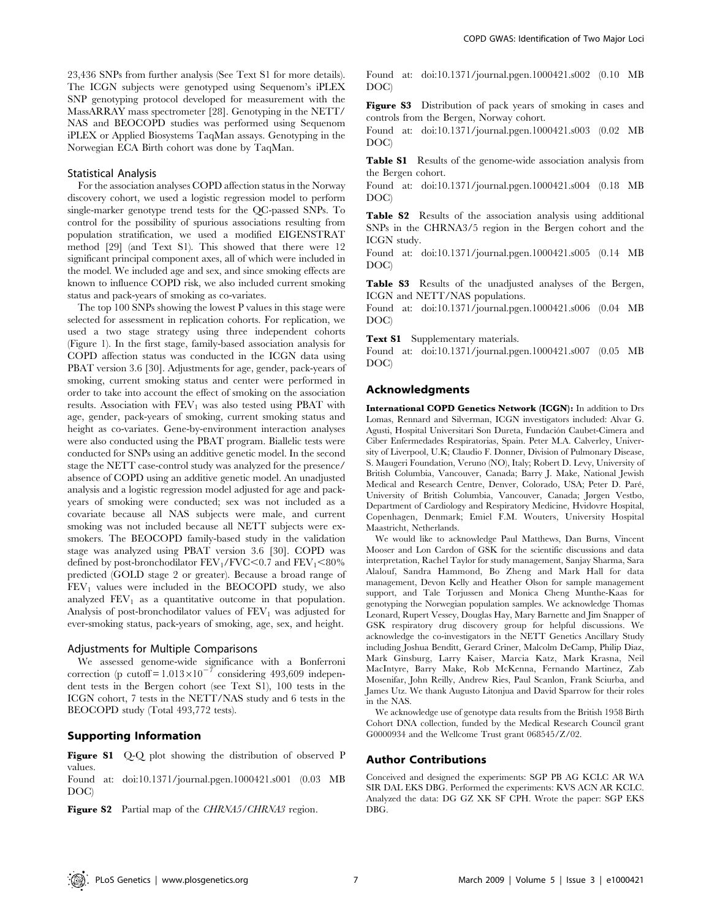23,436 SNPs from further analysis (See Text S1 for more details). The ICGN subjects were genotyped using Sequenom's iPLEX SNP genotyping protocol developed for measurement with the MassARRAY mass spectrometer [28]. Genotyping in the NETT/NAS and BEOCOPD studies was performed using Sequenom iPLEX or Applied Biosystems TaqMan assays. Genotyping in the Norwegian ECA Birth cohort was done by TaqMan.

### Statistical Analysis

For the association analyses COPD affection status in the Norway discovery cohort, we used a logistic regression model to perform single-marker genotype trend tests for the QC-passed SNPs. To control for the possibility of spurious associations resulting from population stratification, we used a modified EIGENSTRAT method [29] (and Text S1). This showed that there were 12 significant principal component axes, all of which were included in the model. We included age and sex, and since smoking effects are known to influence COPD risk, we also included current smoking status and pack-years of smoking as co-variates.

The top 100 SNPs showing the lowest P values in this stage were selected for assessment in replication cohorts. For replication, we used a two stage strategy using three independent cohorts (Figure 1). In the first stage, family-based association analysis for COPD affection status was conducted in the ICGN data using PBAT version 3.6 [30]. Adjustments for age, gender, pack-years of smoking, current smoking status and center were performed in order to take into account the effect of smoking on the association results. Association with $FEV_1$ was also tested using PBAT with age, gender, pack-years of smoking, current smoking status and height as co-variates. Gene-by-environment interaction analyses were also conducted using the PBAT program. Biallelic tests were conducted for SNPs using an additive genetic model. In the second stage the NETT case-control study was analyzed for the presence/absence of COPD using an additive genetic model. An unadjusted analysis and a logistic regression model adjusted for age and pack-years of smoking were conducted; sex was not included as a covariate because all NAS subjects were male, and current smoking was not included because all NETT subjects were ex-smokers. The BEOCOPD family-based study in the validation stage was analyzed using PBAT version 3.6 [30]. COPD was defined by post-bronchodilator $FEV_1/FVC<0.7$ and $FEV_1<80\%$ predicted (GOLD stage 2 or greater). Because a broad range of $FEV_1$ values were included in the BEOCOPD study, we also analyzed $FEV_1$ as a quantitative outcome in that population. Analysis of post-bronchodilator values of $FEV_1$ was adjusted for ever-smoking status, pack-years of smoking, age, sex, and height.

### Adjustments for Multiple Comparisons

We assessed genome-wide significance with a Bonferroni correction (p cutoff $= 1.013\times10^{-7}$ considering 493,609 independent tests in the Bergen cohort (see Text S1), 100 tests in the ICGN cohort, 7 tests in the NETT/NAS study and 6 tests in the BEOCOPD study (Total 493,772 tests).

## Supporting Information

**Figure S1** Q-Q plot showing the distribution of observed P values.
Found at: doi:10.1371/journal.pgen.1000421.s001 (0.03 MB DOC)

**Figure S2** Partial map of the *CHRNA5/CHRNA3* region.
Found at: doi:10.1371/journal.pgen.1000421.s002 (0.10 MB DOC)

**Figure S3** Distribution of pack years of smoking in cases and controls from the Bergen, Norway cohort.
Found at: doi:10.1371/journal.pgen.1000421.s003 (0.02 MB DOC)

**Table S1** Results of the genome-wide association analysis from the Bergen cohort.
Found at: doi:10.1371/journal.pgen.1000421.s004 (0.18 MB DOC)

**Table S2** Results of the association analysis using additional SNPs in the CHRNA3/5 region in the Bergen cohort and the ICGN study.
Found at: doi:10.1371/journal.pgen.1000421.s005 (0.14 MB DOC)

**Table S3** Results of the unadjusted analyses of the Bergen, ICGN and NETT/NAS populations.
Found at: doi:10.1371/journal.pgen.1000421.s006 (0.04 MB DOC)

**Text S1** Supplementary materials.
Found at: doi:10.1371/journal.pgen.1000421.s007 (0.05 MB DOC)

## Acknowledgments

**International COPD Genetics Network (ICGN):** In addition to Drs Lomas, Rennard and Silverman, ICGN investigators included: Alvar G. Agusti, Hospital Universitari Son Dureta, Fundación Caubet-Cimera and Ciber Enfermedades Respiratorias, Spain. Peter M.A. Calverley, University of Liverpool, U.K; Claudio F. Donner, Division of Pulmonary Disease, S. Maugeri Foundation, Veruno (NO), Italy; Robert D. Levy, University of British Columbia, Vancouver, Canada; Barry J. Make, National Jewish Medical and Research Centre, Denver, Colorado, USA; Peter D. Paré, University of British Columbia, Vancouver, Canada; Jørgen Vestbo, Department of Cardiology and Respiratory Medicine, Hvidovre Hospital, Copenhagen, Denmark; Emiel F.M. Wouters, University Hospital Maastricht, Netherlands.

We would like to acknowledge Paul Matthews, Dan Burns, Vincent Mooser and Lon Cardon of GSK for the scientific discussions and data interpretation, Rachel Taylor for study management, Sanjay Sharma, Sara Alalouf, Sandra Hammond, Bo Zheng and Mark Hall for data management, Devon Kelly and Heather Olson for sample management support, and Tale Torjussen and Monica Cheng Munthe-Kaas for genotyping the Norwegian population samples. We acknowledge Thomas Leonard, Rupert Vessey, Douglas Hay, Mary Barnette and Jim Snapper of GSK respiratory drug discovery group for helpful discussions. We acknowledge the co-investigators in the NETT Genetics Ancillary Study including Joshua Benditt, Gerard Criner, Malcolm DeCamp, Philip Diaz, Mark Ginsburg, Larry Kaiser, Marcia Katz, Mark Krasna, Neil MacIntyre, Barry Make, Rob McKenna, Fernando Martinez, Zab Mosenifar, John Reilly, Andrew Ries, Paul Scanlon, Frank Sciurba, and James Utz. We thank Augusto Litonjua and David Sparrow for their roles in the NAS.

We acknowledge use of genotype data results from the British 1958 Birth Cohort DNA collection, funded by the Medical Research Council grant G0000934 and the Wellcome Trust grant 068545/Z/02.

## Author Contributions

Conceived and designed the experiments: SGP PB AG KCLC AR WA SIR DAL EKS DBG. Performed the experiments: KVS ACN AR KCLC. Analyzed the data: DG GZ XK SF CPH. Wrote the paper: SGP EKS DBG.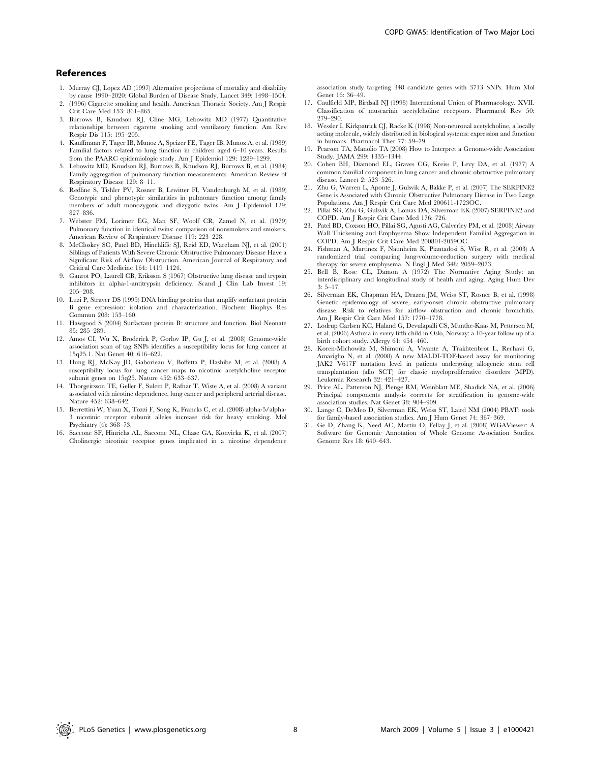## References

1. Murray CJ, Lopez AD (1997) Alternative projections of mortality and disability by cause 1990–2020: Global Burden of Disease Study. Lancet 349: 1498–1504.
2. (1996) Cigarette smoking and health. American Thoracic Society. Am J Respir Crit Care Med 153: 861–865.
3. Burrows B, Knudson RJ, Cline MG, Lebowitz MD (1977) Quantitative relationships between cigarette smoking and ventilatory function. Am Rev Respir Dis 115: 195–205.
4. Kauffmann F, Tager IB, Munoz A, Speizer FE, Tager IB, Munoz A, et al. (1989) Familial factors related to lung function in children aged 6–10 years. Results from the PAARC epidemiologic study. Am J Epidemiol 129: 1289–1299.
5. Lebowitz MD, Knudson RJ, Burrows B, Knudson RJ, Burrows B, et al. (1984) Family aggregation of pulmonary function measurements. American Review of Respiratory Disease 129: 8–11.
6. Redline S, Tishler PV, Rosner B, Lewitter FI, Vandenburgh M, et al. (1989) Genotypic and phenotypic similarities in pulmonary function among family members of adult monozygotic and dizygotic twins. Am J Epidemiol 129: 827–836.
7. Webster PM, Lorimer EG, Man SF, Woolf CR, Zamel N, et al. (1979) Pulmonary function in identical twins: comparison of nonsmokers and smokers. American Review of Respiratory Disease 119: 223–228.
8. McCloskey SC, Patel BD, Hinchliffe SJ, Reid ED, Wareham NJ, et al. (2001) Siblings of Patients With Severe Chronic Obstructive Pulmonary Disease Have a Significant Risk of Airflow Obstruction. American Journal of Respiratory and Critical Care Medicine 164: 1419–1424.
9. Ganrot PO, Laurell CB, Eriksson S (1967) Obstructive lung disease and trypsin inhibitors in alpha-1-antitrypsin deficiency. Scand J Clin Lab Invest 19: 205–208.
10. Luzi P, Strayer DS (1995) DNA binding proteins that amplify surfactant protein B gene expression: isolation and characterization. Biochem Biophys Res Commun 208: 153–160.
11. Hawgood S (2004) Surfactant protein B: structure and function. Biol Neonate 85: 285–289.
12. Amos CI, Wu X, Broderick P, Gorlov IP, Gu J, et al. (2008) Genome-wide association scan of tag SNPs identifies a susceptibility locus for lung cancer at 15q25.1. Nat Genet 40: 616–622.
13. Hung RJ, McKay JD, Gaborieau V, Boffetta P, Hashibe M, et al. (2008) A susceptibility locus for lung cancer maps to nicotinic acetylcholine receptor subunit genes on 15q25. Nature 452: 633–637.
14. Thorgeirsson TE, Geller F, Sulem P, Rafnar T, Wiste A, et al. (2008) A variant associated with nicotine dependence, lung cancer and peripheral arterial disease. Nature 452: 638–642.
15. Berrettini W, Yuan X, Tozzi F, Song K, Francks C, et al. (2008) alpha-5/alpha-3 nicotinic receptor subunit alleles increase risk for heavy smoking. Mol Psychiatry (4): 368–73.
16. Saccone SF, Hinrichs AL, Saccone NL, Chase GA, Konvicka K, et al. (2007) Cholinergic nicotinic receptor genes implicated in a nicotine dependence association study targeting 348 candidate genes with 3713 SNPs. Hum Mol Genet 16: 36–49.
17. Caulfield MP, Birdsall NJ (1998) International Union of Pharmacology. XVII. Classification of muscarinic acetylcholine receptors. Pharmacol Rev 50: 279–290.
18. Wessler I, Kirkpatrick CJ, Racke K (1998) Non-neuronal acetylcholine, a locally acting molecule, widely distributed in biological systems: expression and function in humans. Pharmacol Ther 77: 59–79.
19. Pearson TA, Manolio TA (2008) How to Interpret a Genome-wide Association Study. JAMA 299: 1335–1344.
20. Cohen BH, Diamond EL, Graves CG, Kreiss P, Levy DA, et al. (1977) A common familial component in lung cancer and chronic obstructive pulmonary disease. Lancet 2: 523–526.
21. Zhu G, Warren L, Aponte J, Gulsvik A, Bakke P, et al. (2007) The SERPINE2 Gene is Associated with Chronic Obstructive Pulmonary Disease in Two Large Populations. Am J Respir Crit Care Med 200611-1723OC.
22. Pillai SG, Zhu G, Gulsvik A, Lomas DA, Silverman EK (2007) SERPINE2 and COPD. Am J Respir Crit Care Med 176: 726.
23. Patel BD, Coxson HO, Pillai SG, Agusti AG, Calverley PM, et al. (2008) Airway Wall Thickening and Emphysema Show Independent Familial Aggregation in COPD. Am J Respir Crit Care Med 200801-2059OC.
24. Fishman A, Martinez F, Naunheim K, Piantadosi S, Wise R, et al. (2003) A randomized trial comparing lung-volume-reduction surgery with medical therapy for severe emphysema. N Engl J Med 348: 2059–2073.
25. Bell B, Rose CL, Damon A (1972) The Normative Aging Study: an interdisciplinary and longitudinal study of health and aging. Aging Hum Dev 3: 5–17.
26. Silverman EK, Chapman HA, Drazen JM, Weiss ST, Rosner B, et al. (1998) Genetic epidemiology of severe, early-onset chronic obstructive pulmonary disease. Risk to relatives for airflow obstruction and chronic bronchitis. Am J Respir Crit Care Med 157: 1770–1778.
27. Lodrup Carlsen KC, Haland G, Devulapalli CS, Munthe-Kaas M, Pettersen M, et al. (2006) Asthma in every fifth child in Oslo, Norway: a 10-year follow up of a birth cohort study. Allergy 61: 454–460.
28. Koren-Michowitz M, Shimoni A, Vivante A, Trakhtenbrot L, Rechavi G, Amariglio N, et al. (2008) A new MALDI-TOF-based assay for monitoring JAK2 V617F mutation level in patients undergoing allogeneic stem cell transplantation (allo SCT) for classic myeloproliferative disorders (MPD). Leukemia Research 32: 421–427.
29. Price AL, Patterson NJ, Plenge RM, Weinblatt ME, Shadick NA, et al. (2006) Principal components analysis corrects for stratification in genome-wide association studies. Nat Genet 38: 904–909.
30. Lange C, DeMeo D, Silverman EK, Weiss ST, Laird NM (2004) PBAT: tools for family-based association studies. Am J Hum Genet 74: 367–369.
31. Ge D, Zhang K, Need AC, Martin O, Fellay J, et al. (2008) WGAViewer: A Software for Genomic Annotation of Whole Genome Association Studies. Genome Res 18: 640–643.